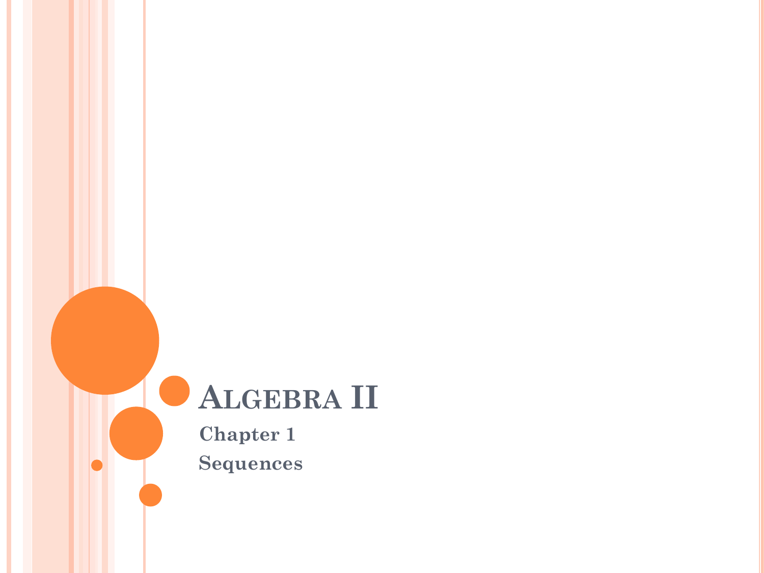# Algebra II

**Chapter 1**

**Sequences**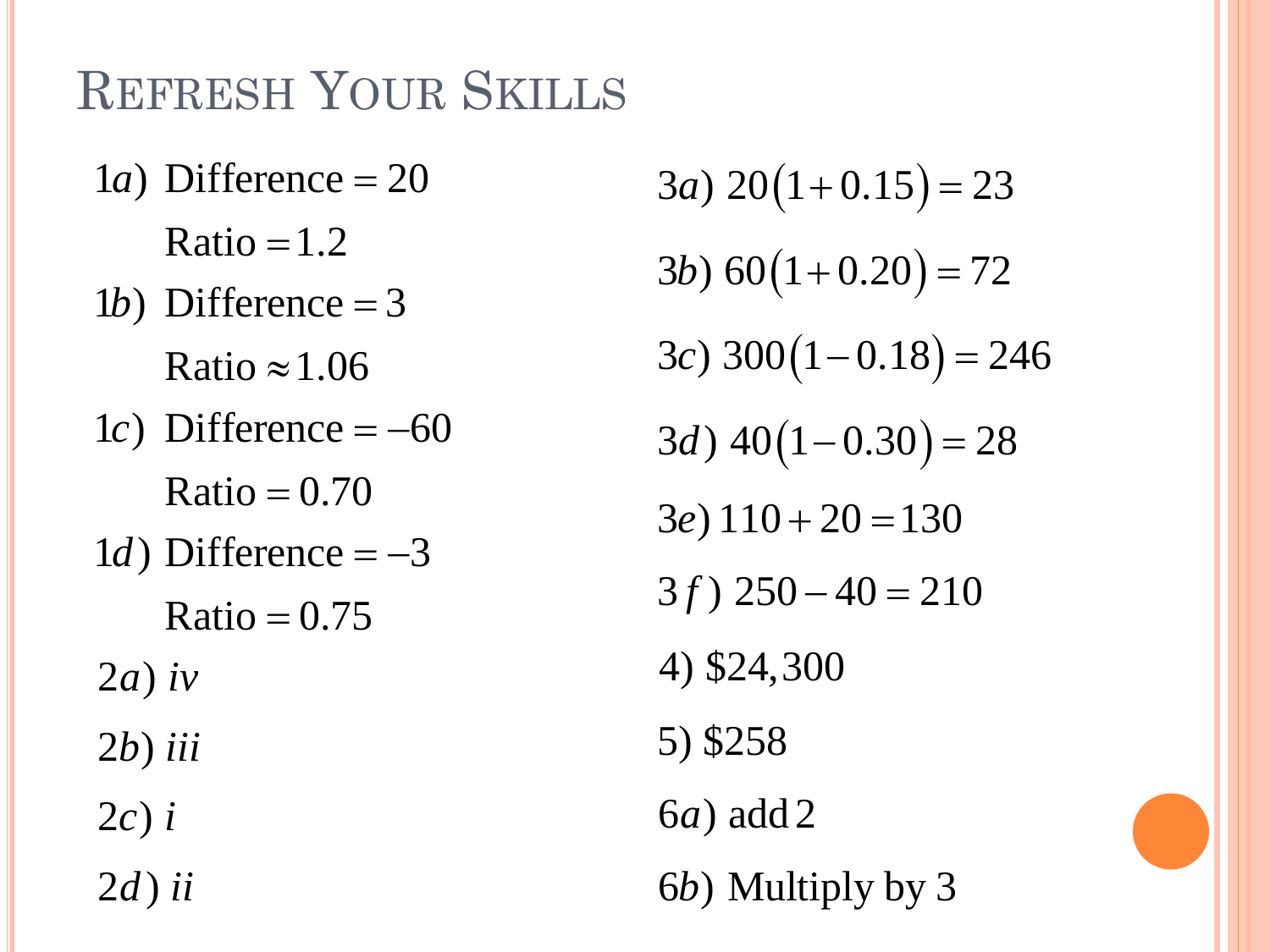# Refresh Your Skills

1a) Difference $= 20$

Ratio $= 1.2$

1b) Difference $= 3$

Ratio $\approx 1.06$

1c) Difference $= -60$

Ratio $= 0.70$

1d) Difference $= -3$

Ratio $= 0.75$

2a) *iv*

2b) *iii*

2c) *i*

2d) *ii*

3a) $20(1+0.15) = 23$

3b) $60(1+0.20) = 72$

3c) $300(1-0.18) = 246$

3d) $40(1-0.30) = 28$

3e) $110 + 20 = 130$

3f) $250 - 40 = 210$

4) \$24,300

5) \$258

6a) add 2

6b) Multiply by 3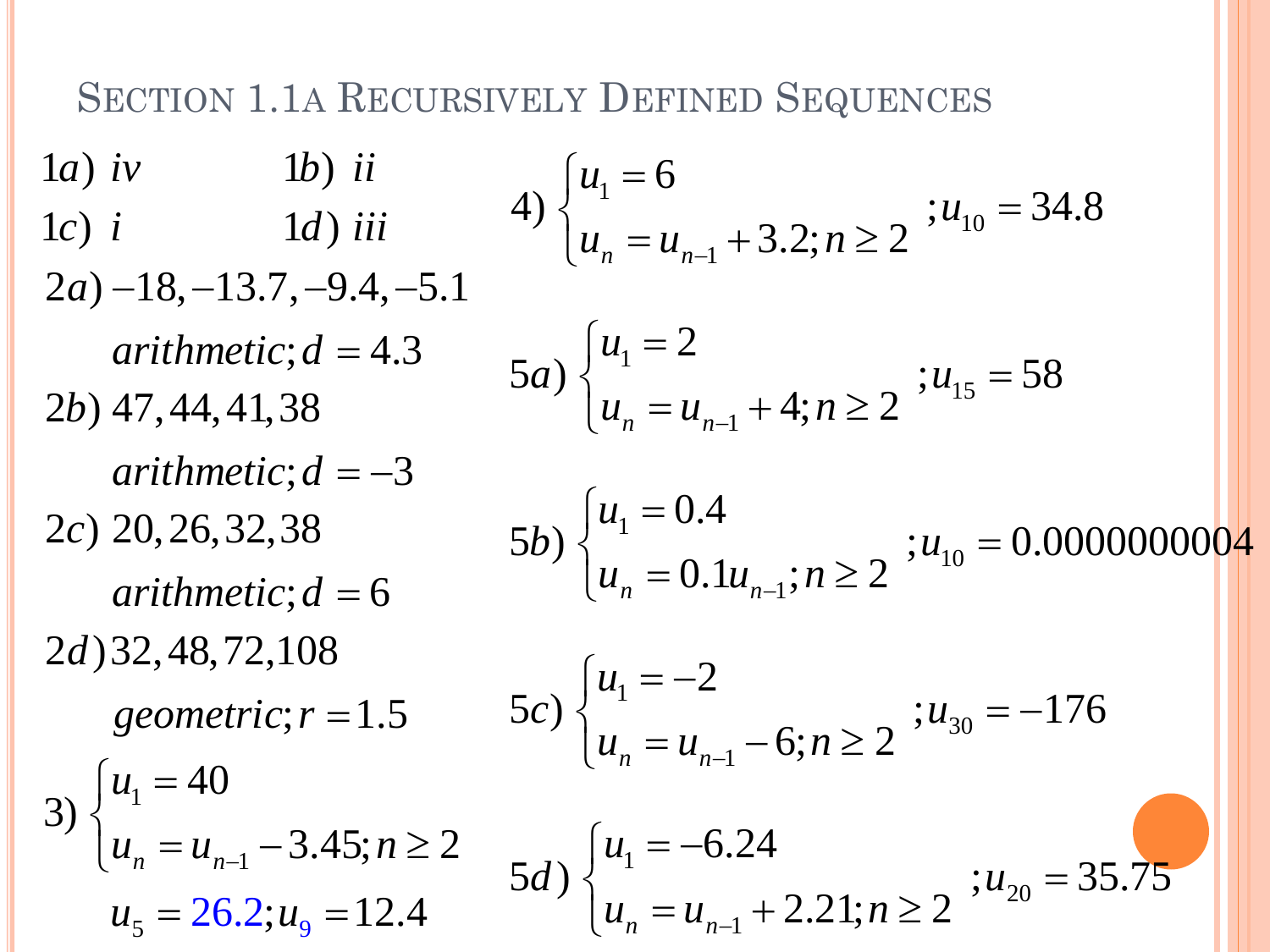## Section 1.1a Recursively Defined Sequences

1a) *iv* 1b) *ii*

1c) *i* 1d) *iii*

2a) $-18, -13.7, -9.4, -5.1$

arithmetic; $d = 4.3$

2b) $47, 44, 41, 38$

arithmetic; $d = -3$

2c) $20, 26, 32, 38$

arithmetic; $d = 6$

2d) $32, 48, 72, 108$

geometric; $r = 1.5$

3) $\begin{cases} u_1 = 40 \\ u_n = u_{n-1} - 3.45; n \geq 2 \end{cases}$

$u_5 = 26.2; u_9 = 12.4$

4) $\begin{cases} u_1 = 6 \\ u_n = u_{n-1} + 3.2; n \geq 2 \end{cases}$ $; u_{10} = 34.8$

5a) $\begin{cases} u_1 = 2 \\ u_n = u_{n-1} + 4; n \geq 2 \end{cases}$ $; u_{15} = 58$

5b) $\begin{cases} u_1 = 0.4 \\ u_n = 0.1u_{n-1}; n \geq 2 \end{cases}$ $; u_{10} = 0.0000000004$

5c) $\begin{cases} u_1 = -2 \\ u_n = u_{n-1} - 6; n \geq 2 \end{cases}$ $; u_{30} = -176$

5d) $\begin{cases} u_1 = -6.24 \\ u_n = u_{n-1} + 2.21; n \geq 2 \end{cases}$ $; u_{20} = 35.75$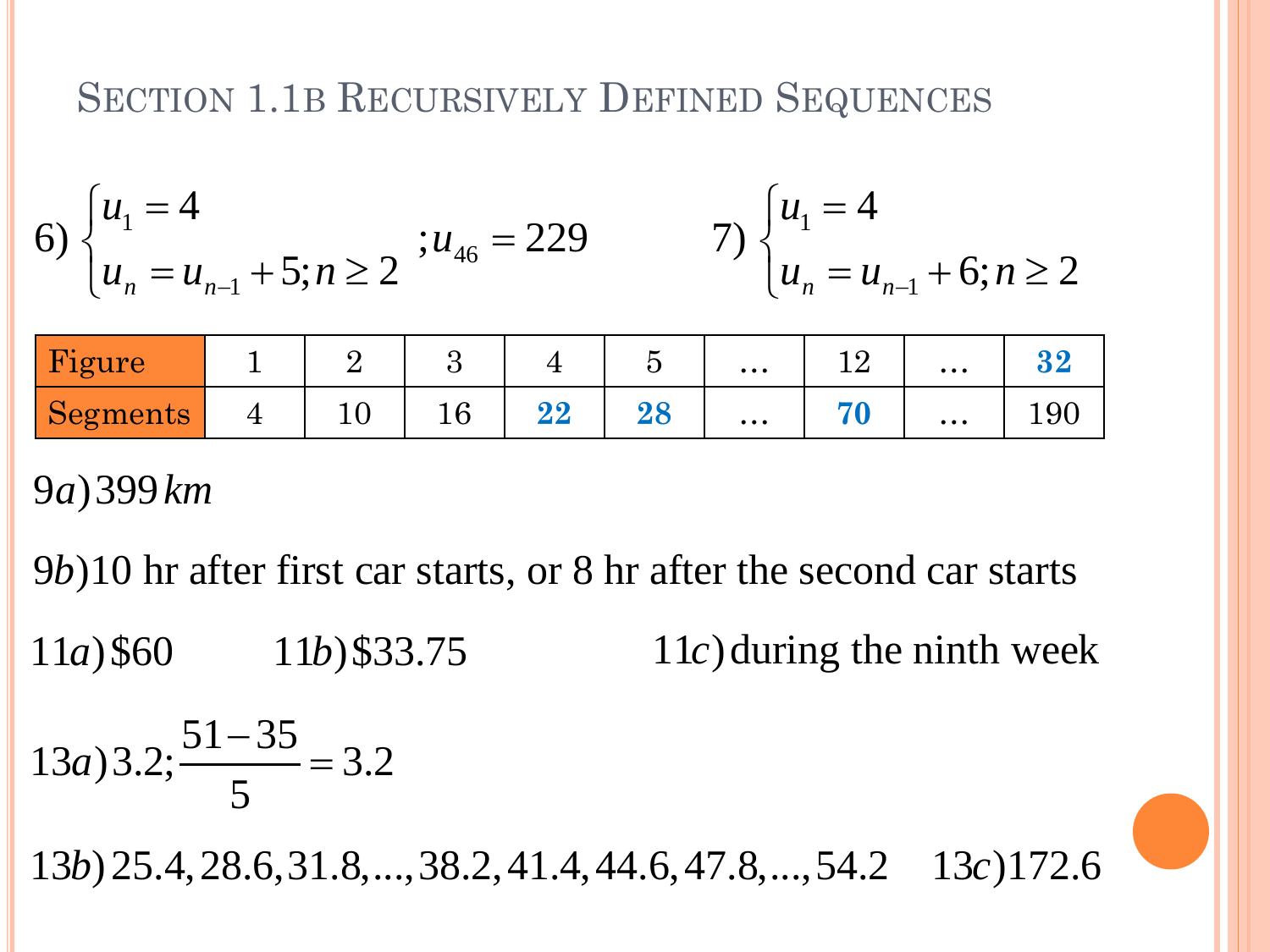# Section 1.1b Recursively Defined Sequences

6) $\begin{cases} u_1 = 4 \\ u_n = u_{n-1} + 5; n \geq 2 \end{cases}; u_{46} = 229$

7) $\begin{cases} u_1 = 4 \\ u_n = u_{n-1} + 6; n \geq 2 \end{cases}$

| Figure | 1 | 2 | 3 | 4 | 5 | … | 12 | … | **32** |
|---|---|---|---|---|---|---|---|---|---|
| Segments | 4 | 10 | 16 | **22** | **28** | … | **70** | … | 190 |

9*a*) 399 *km*

9*b*) 10 hr after first car starts, or 8 hr after the second car starts

11*a*) \$60

11*b*) \$33.75

11*c*) during the ninth week

13*a*) $3.2; \dfrac{51-35}{5} = 3.2$

13*b*) $25.4, 28.6, 31.8, \ldots, 38.2, 41.4, 44.6, 47.8, \ldots, 54.2$

13*c*) $172.6$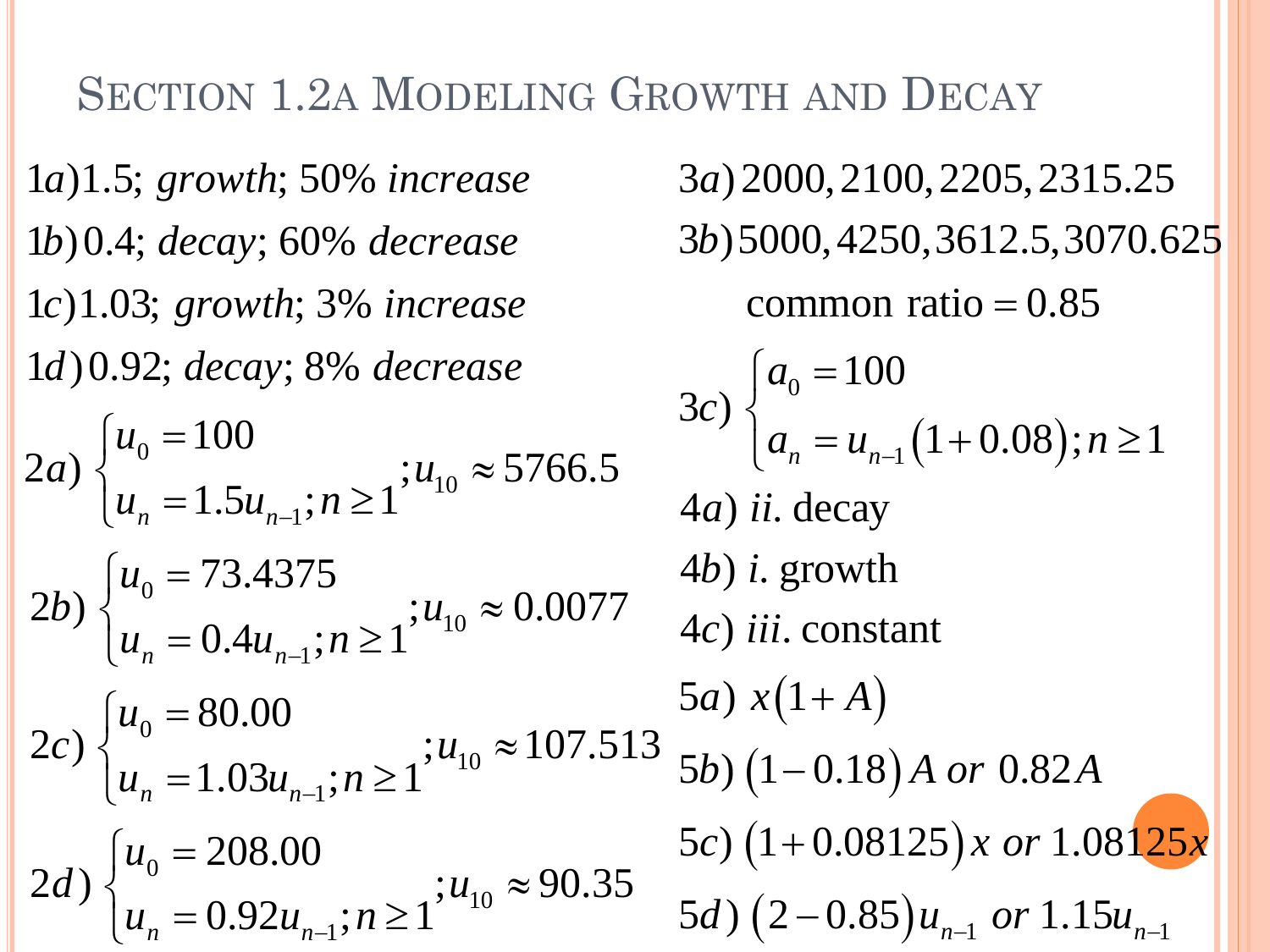# Section 1.2a Modeling Growth and Decay

1a) 1.5; *growth*; 50% *increase*

1b) 0.4; *decay*; 60% *decrease*

1c) 1.03; *growth*; 3% *increase*

1d) 0.92; *decay*; 8% *decrease*

2a) $\begin{cases} u_0 = 100 \\ u_n = 1.5u_{n-1}; n \geq 1 \end{cases}; u_{10} \approx 5766.5$

2b) $\begin{cases} u_0 = 73.4375 \\ u_n = 0.4u_{n-1}; n \geq 1 \end{cases}; u_{10} \approx 0.0077$

2c) $\begin{cases} u_0 = 80.00 \\ u_n = 1.03u_{n-1}; n \geq 1 \end{cases}; u_{10} \approx 107.513$

2d) $\begin{cases} u_0 = 208.00 \\ u_n = 0.92u_{n-1}; n \geq 1 \end{cases}; u_{10} \approx 90.35$

3a) 2000, 2100, 2205, 2315.25

3b) 5000, 4250, 3612.5, 3070.625

common ratio = 0.85

3c) $\begin{cases} a_0 = 100 \\ a_n = u_{n-1}(1 + 0.08); n \geq 1 \end{cases}$

4a) *ii*. decay

4b) *i*. growth

4c) *iii*. constant

5a) $x(1 + A)$

5b) $(1 - 0.18)A$ *or* $0.82A$

5c) $(1 + 0.08125)x$ *or* $1.08125x$

5d) $(2 - 0.85)u_{n-1}$ *or* $1.15u_{n-1}$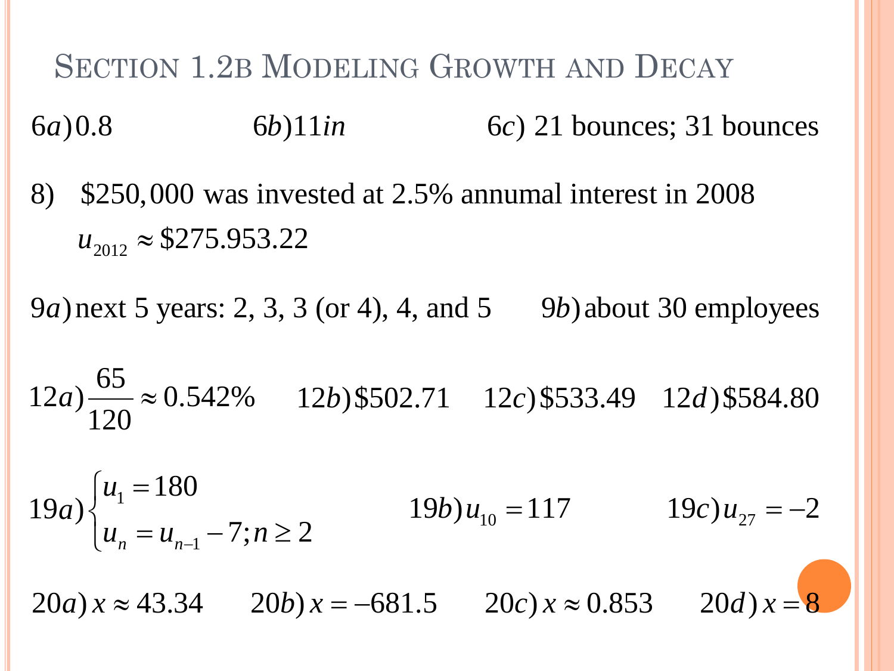# Section 1.2b Modeling Growth and Decay

$6a) 0.8$ $6b) 11 in$ $6c)$ 21 bounces; 31 bounces

8) \$250,000 was invested at 2.5% annual interest in 2008

$u_{2012} \approx \$275.953.22$

$9a)$ next 5 years: 2, 3, 3 (or 4), 4, and 5 $9b)$ about 30 employees

$12a) \frac{65}{120} \approx 0.542\%$ $12b) \$502.71$ $12c) \$533.49$ $12d) \$584.80$

$19a) \begin{cases} u_1 = 180 \\ u_n = u_{n-1} - 7; n \geq 2 \end{cases}$ $19b) u_{10} = 117$ $19c) u_{27} = -2$

$20a) x \approx 43.34$ $20b) x = -681.5$ $20c) x \approx 0.853$ $20d) x = 8$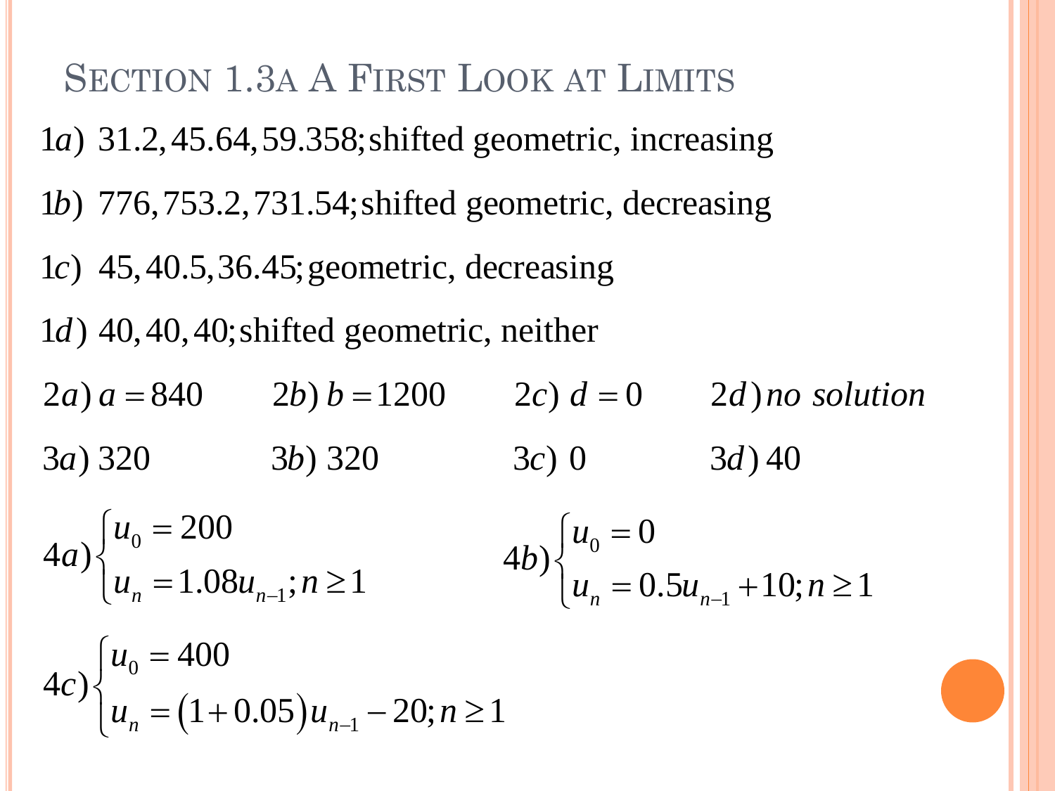# Section 1.3a A First Look at Limits

$1a)$ 31.2, 45.64, 59.358; shifted geometric, increasing

$1b)$ 776, 753.2, 731.54; shifted geometric, decreasing

$1c)$ 45, 40.5, 36.45; geometric, decreasing

$1d)$ 40, 40, 40; shifted geometric, neither

$2a)\ a = 840$ $2b)\ b = 1200$ $2c)\ d = 0$ $2d)$ *no solution*

$3a)$ 320 $3b)$ 320 $3c)$ 0 $3d)$ 40

$$4a)\begin{cases} u_0 = 200 \\ u_n = 1.08u_{n-1}; n \geq 1 \end{cases} \qquad 4b)\begin{cases} u_0 = 0 \\ u_n = 0.5u_{n-1} + 10; n \geq 1 \end{cases}$$

$$4c)\begin{cases} u_0 = 400 \\ u_n = \left(1 + 0.05\right)u_{n-1} - 20; n \geq 1 \end{cases}$$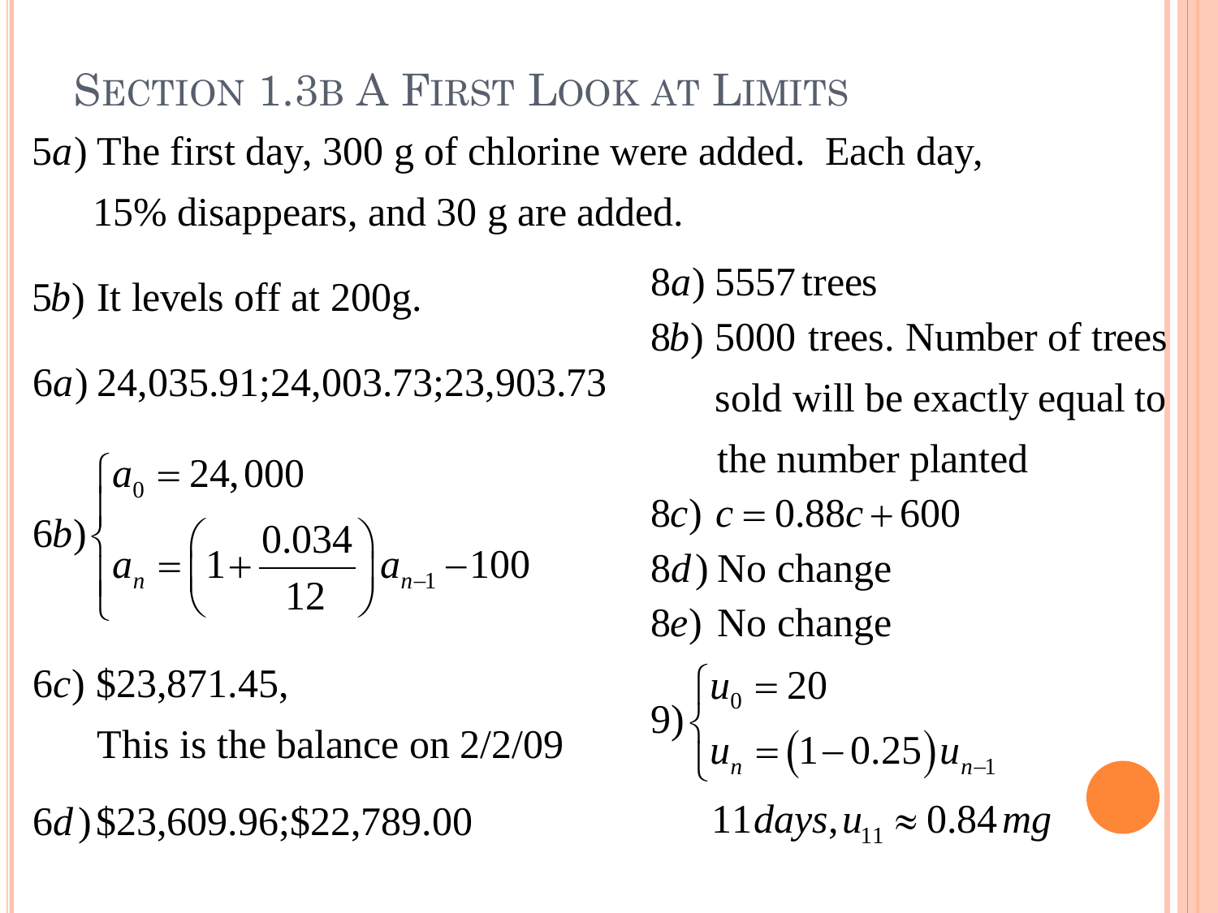# Section 1.3B A First Look at Limits

5*a*) The first day, 300 g of chlorine were added. Each day, 15% disappears, and 30 g are added.

5*b*) It levels off at 200g.

6*a*) 24,035.91; 24,003.73; 23,903.73

6*b*)
$$\begin{cases} a_0 = 24,000 \\ a_n = \left(1 + \dfrac{0.034}{12}\right) a_{n-1} - 100 \end{cases}$$

6*c*) \$23,871.45,

This is the balance on 2/2/09

6*d*) \$23,609.96; \$22,789.00

8*a*) 5557 trees

8*b*) 5000 trees. Number of trees sold will be exactly equal to the number planted

8*c*) $c = 0.88c + 600$

8*d*) No change

8*e*) No change

9)
$$\begin{cases} u_0 = 20 \\ u_n = (1 - 0.25)u_{n-1} \end{cases}$$

$11\,days, u_{11} \approx 0.84\,mg$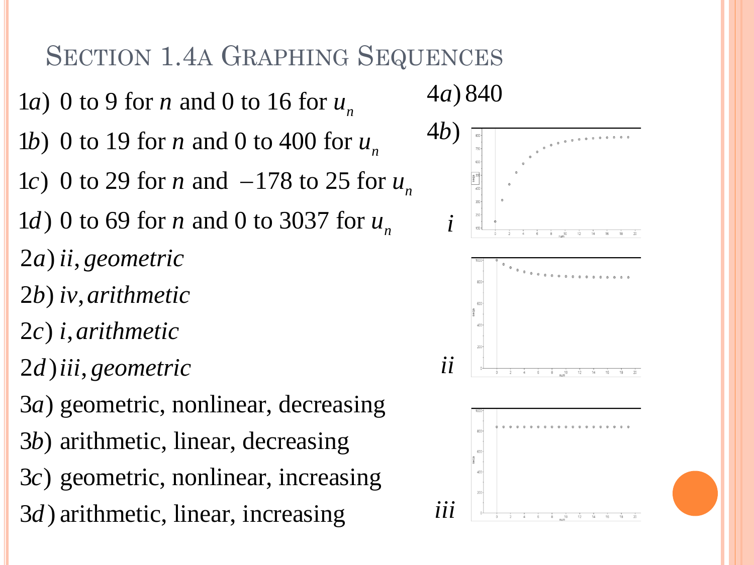# Section 1.4a Graphing Sequences

1*a*) 0 to 9 for $n$ and 0 to 16 for $u_n$

1*b*) 0 to 19 for $n$ and 0 to 400 for $u_n$

1*c*) 0 to 29 for $n$ and $-178$ to 25 for $u_n$

1*d*) 0 to 69 for $n$ and 0 to 3037 for $u_n$

2*a*) *ii, geometric*

2*b*) *iv, arithmetic*

2*c*) *i, arithmetic*

2*d*) *iii, geometric*

3*a*) geometric, nonlinear, decreasing

3*b*) arithmetic, linear, decreasing

3*c*) geometric, nonlinear, increasing

3*d*) arithmetic, linear, increasing

4*a*) 840

4*b*)

*i*

*ii*

*iii*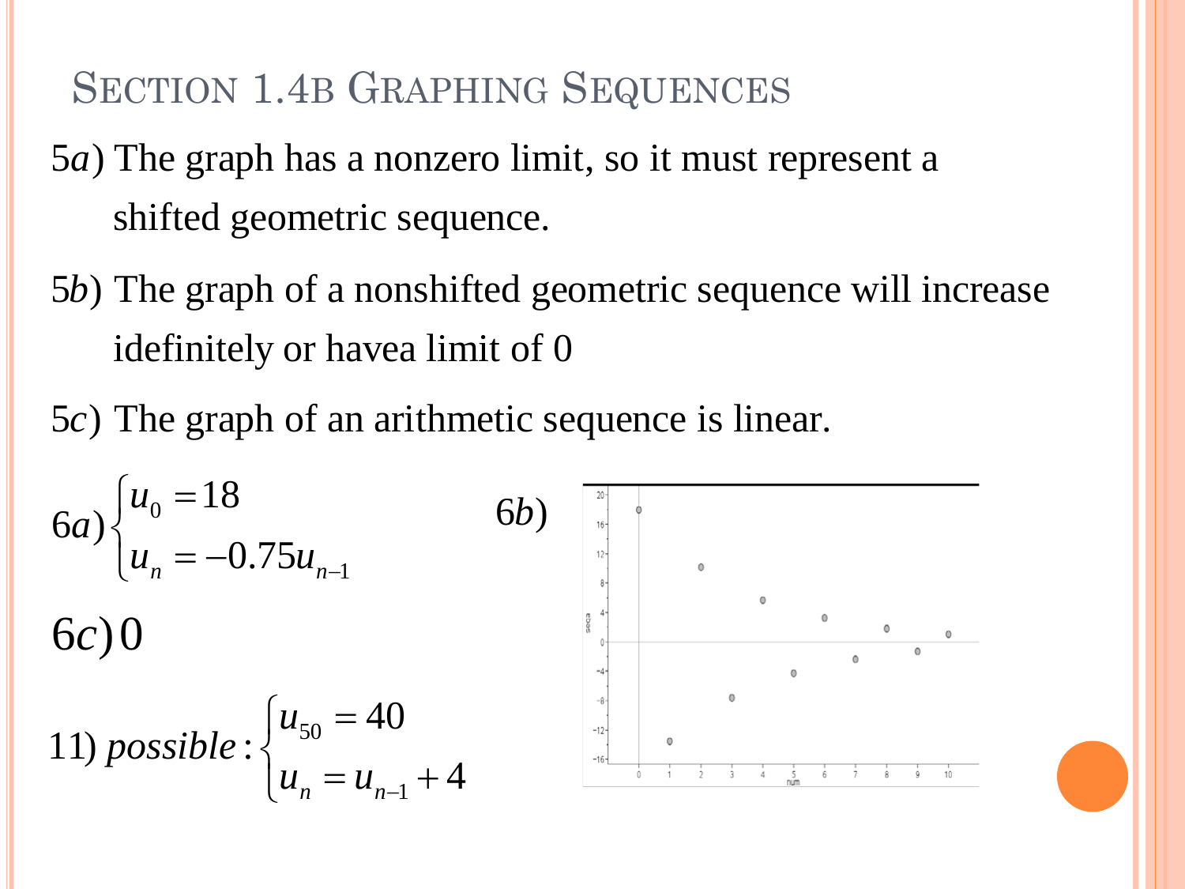# Section 1.4b Graphing Sequences

5*a*) The graph has a nonzero limit, so it must represent a shifted geometric sequence.

5*b*) The graph of a nonshifted geometric sequence will increase idefinitely or havea limit of 0

5*c*) The graph of an arithmetic sequence is linear.

$$6a)\begin{cases} u_0 = 18 \\ u_n = -0.75u_{n-1} \end{cases}$$

6*b*)

$$6c)\, 0$$

$$11)\ possible: \begin{cases} u_{50} = 40 \\ u_n = u_{n-1} + 4 \end{cases}$$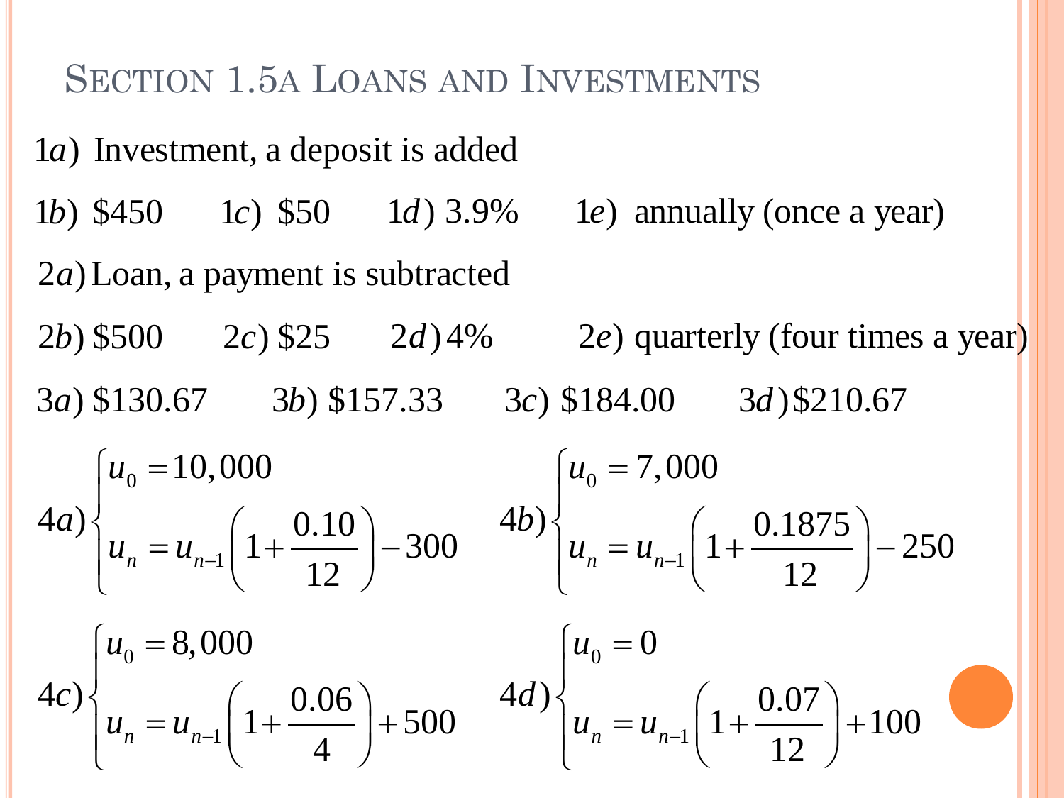# Section 1.5a Loans and Investments

1$a$) Investment, a deposit is added

1$b$) \$450 1$c$) \$50 1$d$) 3.9% 1$e$) annually (once a year)

2$a$) Loan, a payment is subtracted

2$b$) \$500 2$c$) \$25 2$d$) 4% 2$e$) quarterly (four times a year)

3$a$) \$130.67 3$b$) \$157.33 3$c$) \$184.00 3$d$) \$210.67

4$a$) $\begin{cases} u_0 = 10{,}000 \\ u_n = u_{n-1}\left(1+\dfrac{0.10}{12}\right) - 300 \end{cases}$

4$b$) $\begin{cases} u_0 = 7{,}000 \\ u_n = u_{n-1}\left(1+\dfrac{0.1875}{12}\right) - 250 \end{cases}$

4$c$) $\begin{cases} u_0 = 8{,}000 \\ u_n = u_{n-1}\left(1+\dfrac{0.06}{4}\right) + 500 \end{cases}$

4$d$) $\begin{cases} u_0 = 0 \\ u_n = u_{n-1}\left(1+\dfrac{0.07}{12}\right) + 100 \end{cases}$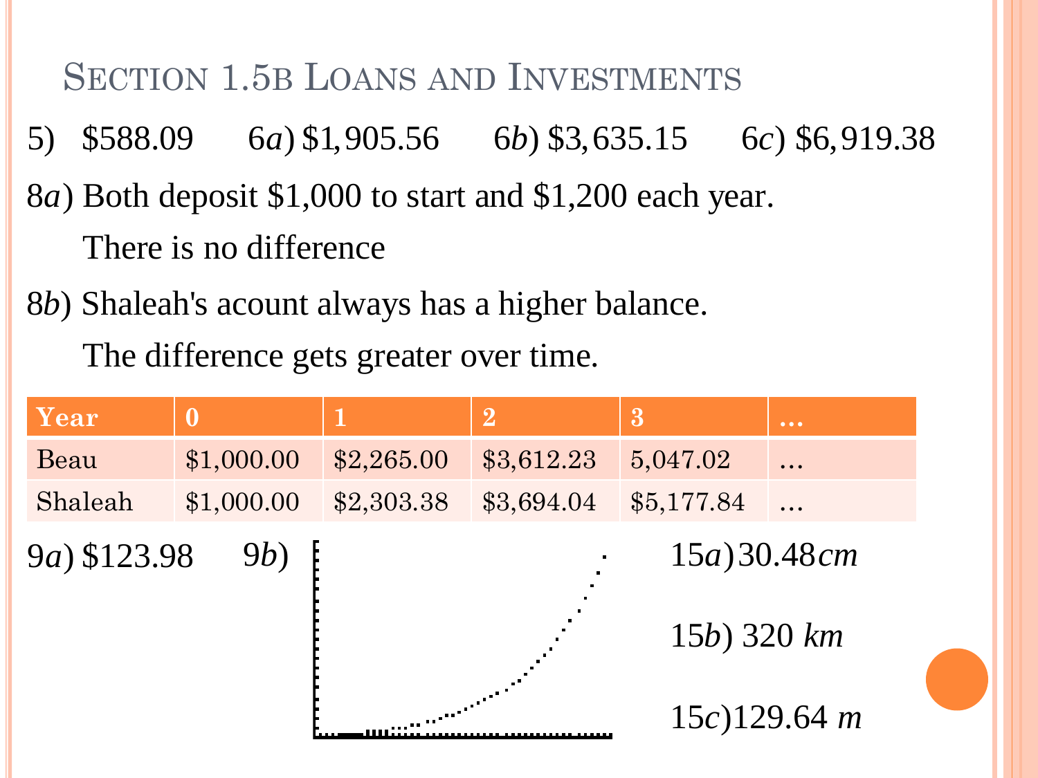# Section 1.5b Loans and Investments

5) \$588.09 $\quad$ 6*a*) \$1,905.56 $\quad$ 6*b*) \$3,635.15 $\quad$ 6*c*) \$6,919.38

8*a*) Both deposit \$1,000 to start and \$1,200 each year.

There is no difference

8*b*) Shaleah's acount always has a higher balance.

The difference gets greater over time.

| Year | 0 | 1 | 2 | 3 | ... |
|---|---|---|---|---|---|
| Beau | \$1,000.00 | \$2,265.00 | \$3,612.23 | 5,047.02 | ... |
| Shaleah | \$1,000.00 | \$2,303.38 | \$3,694.04 | \$5,177.84 | ... |

9*a*) \$123.98

9*b*)

15*a*) 30.48 *cm*

15*b*) 320 *km*

15*c*) 129.64 *m*